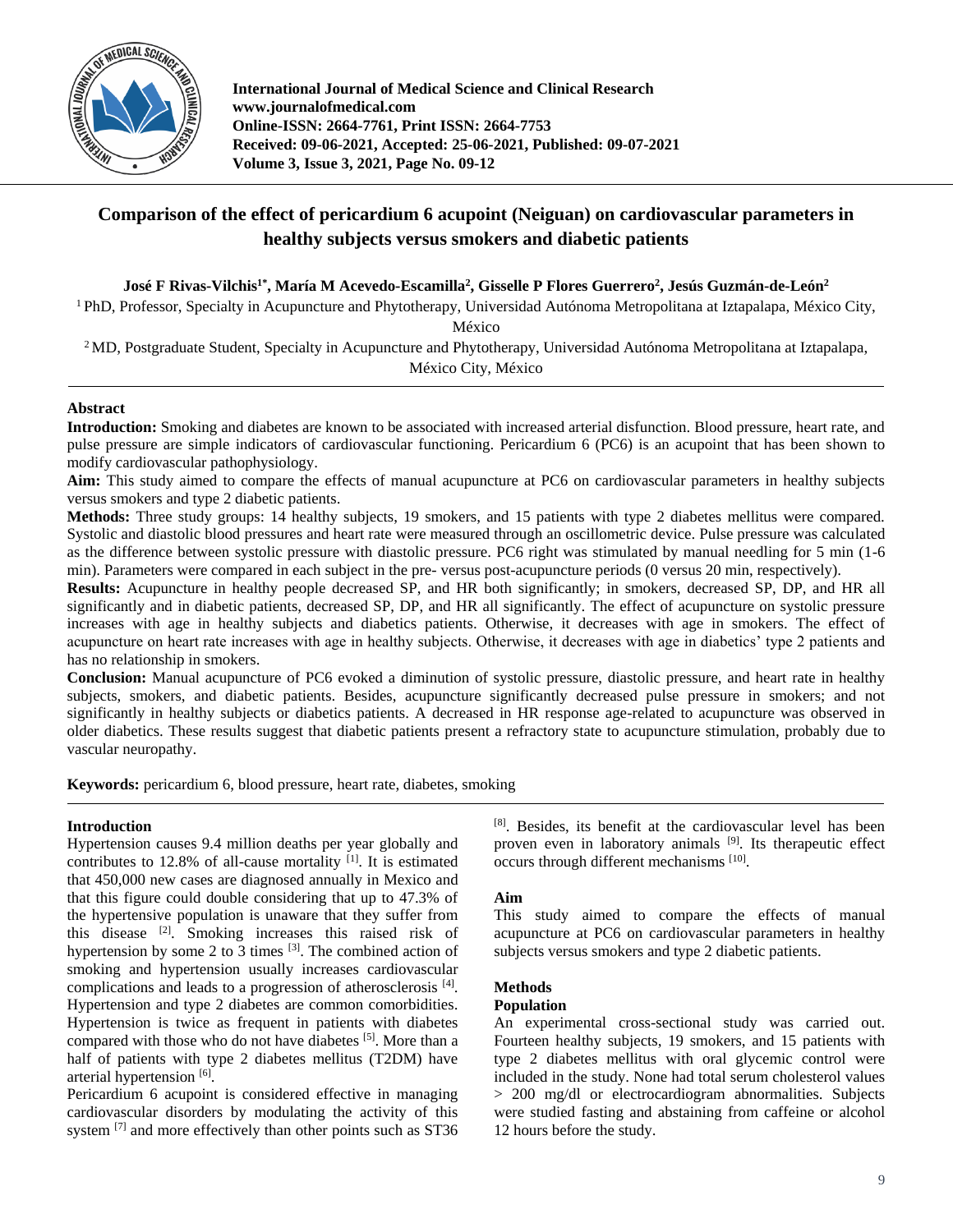International Journal of Medical Science and Clinical Research
www.journalofmedical.com
Online-ISSN: 2664-7761, Print ISSN: 2664-7753
Received: 09-06-2021, Accepted: 25-06-2021, Published: 09-07-2021
Volume 3, Issue 3, 2021, Page No. 09-12

# Comparison of the effect of pericardium 6 acupoint (Neiguan) on cardiovascular parameters in healthy subjects versus smokers and diabetic patients

**José F Rivas-Vilchis[1*], María M Acevedo-Escamilla[2], Gisselle P Flores Guerrero[2], Jesús Guzmán-de-León[2]**

[1] PhD, Professor, Specialty in Acupuncture and Phytotherapy, Universidad Autónoma Metropolitana at Iztapalapa, México City, México

[2] MD, Postgraduate Student, Specialty in Acupuncture and Phytotherapy, Universidad Autónoma Metropolitana at Iztapalapa, México City, México

## Abstract

**Introduction:** Smoking and diabetes are known to be associated with increased arterial disfunction. Blood pressure, heart rate, and pulse pressure are simple indicators of cardiovascular functioning. Pericardium 6 (PC6) is an acupoint that has been shown to modify cardiovascular pathophysiology.

**Aim:** This study aimed to compare the effects of manual acupuncture at PC6 on cardiovascular parameters in healthy subjects versus smokers and type 2 diabetic patients.

**Methods:** Three study groups: 14 healthy subjects, 19 smokers, and 15 patients with type 2 diabetes mellitus were compared. Systolic and diastolic blood pressures and heart rate were measured through an oscillometric device. Pulse pressure was calculated as the difference between systolic pressure with diastolic pressure. PC6 right was stimulated by manual needling for 5 min (1-6 min). Parameters were compared in each subject in the pre- versus post-acupuncture periods (0 versus 20 min, respectively).

**Results:** Acupuncture in healthy people decreased SP, and HR both significantly; in smokers, decreased SP, DP, and HR all significantly and in diabetic patients, decreased SP, DP, and HR all significantly. The effect of acupuncture on systolic pressure increases with age in healthy subjects and diabetics patients. Otherwise, it decreases with age in smokers. The effect of acupuncture on heart rate increases with age in healthy subjects. Otherwise, it decreases with age in diabetics' type 2 patients and has no relationship in smokers.

**Conclusion:** Manual acupuncture of PC6 evoked a diminution of systolic pressure, diastolic pressure, and heart rate in healthy subjects, smokers, and diabetic patients. Besides, acupuncture significantly decreased pulse pressure in smokers; and not significantly in healthy subjects or diabetics patients. A decreased in HR response age-related to acupuncture was observed in older diabetics. These results suggest that diabetic patients present a refractory state to acupuncture stimulation, probably due to vascular neuropathy.

**Keywords:** pericardium 6, blood pressure, heart rate, diabetes, smoking

## Introduction

Hypertension causes 9.4 million deaths per year globally and contributes to 12.8% of all-cause mortality [1]. It is estimated that 450,000 new cases are diagnosed annually in Mexico and that this figure could double considering that up to 47.3% of the hypertensive population is unaware that they suffer from this disease [2]. Smoking increases this raised risk of hypertension by some 2 to 3 times [3]. The combined action of smoking and hypertension usually increases cardiovascular complications and leads to a progression of atherosclerosis [4]. Hypertension and type 2 diabetes are common comorbidities. Hypertension is twice as frequent in patients with diabetes compared with those who do not have diabetes [5]. More than a half of patients with type 2 diabetes mellitus (T2DM) have arterial hypertension [6].

Pericardium 6 acupoint is considered effective in managing cardiovascular disorders by modulating the activity of this system [7] and more effectively than other points such as ST36 [8]. Besides, its benefit at the cardiovascular level has been proven even in laboratory animals [9]. Its therapeutic effect occurs through different mechanisms [10].

## Aim

This study aimed to compare the effects of manual acupuncture at PC6 on cardiovascular parameters in healthy subjects versus smokers and type 2 diabetic patients.

## Methods

### Population

An experimental cross-sectional study was carried out. Fourteen healthy subjects, 19 smokers, and 15 patients with type 2 diabetes mellitus with oral glycemic control were included in the study. None had total serum cholesterol values > 200 mg/dl or electrocardiogram abnormalities. Subjects were studied fasting and abstaining from caffeine or alcohol 12 hours before the study.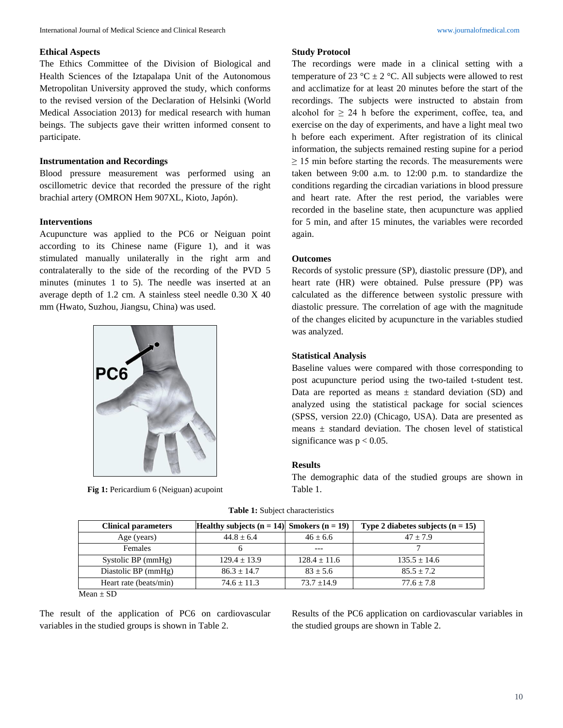### Ethical Aspects

The Ethics Committee of the Division of Biological and Health Sciences of the Iztapalapa Unit of the Autonomous Metropolitan University approved the study, which conforms to the revised version of the Declaration of Helsinki (World Medical Association 2013) for medical research with human beings. The subjects gave their written informed consent to participate.

### Instrumentation and Recordings

Blood pressure measurement was performed using an oscillometric device that recorded the pressure of the right brachial artery (OMRON Hem 907XL, Kioto, Japón).

### Interventions

Acupuncture was applied to the PC6 or Neiguan point according to its Chinese name (Figure 1), and it was stimulated manually unilaterally in the right arm and contralaterally to the side of the recording of the PVD 5 minutes (minutes 1 to 5). The needle was inserted at an average depth of 1.2 cm. A stainless steel needle 0.30 X 40 mm (Hwato, Suzhou, Jiangsu, China) was used.

PC6

**Fig 1:** Pericardium 6 (Neiguan) acupoint

### Study Protocol

The recordings were made in a clinical setting with a temperature of 23 °C ± 2 °C. All subjects were allowed to rest and acclimatize for at least 20 minutes before the start of the recordings. The subjects were instructed to abstain from alcohol for ≥ 24 h before the experiment, coffee, tea, and exercise on the day of experiments, and have a light meal two h before each experiment. After registration of its clinical information, the subjects remained resting supine for a period ≥ 15 min before starting the records. The measurements were taken between 9:00 a.m. to 12:00 p.m. to standardize the conditions regarding the circadian variations in blood pressure and heart rate. After the rest period, the variables were recorded in the baseline state, then acupuncture was applied for 5 min, and after 15 minutes, the variables were recorded again.

### Outcomes

Records of systolic pressure (SP), diastolic pressure (DP), and heart rate (HR) were obtained. Pulse pressure (PP) was calculated as the difference between systolic pressure with diastolic pressure. The correlation of age with the magnitude of the changes elicited by acupuncture in the variables studied was analyzed.

### Statistical Analysis

Baseline values were compared with those corresponding to post acupuncture period using the two-tailed t-student test. Data are reported as means ± standard deviation (SD) and analyzed using the statistical package for social sciences (SPSS, version 22.0) (Chicago, USA). Data are presented as means ± standard deviation. The chosen level of statistical significance was $p < 0.05$.

### Results

The demographic data of the studied groups are shown in Table 1.

**Table 1:** Subject characteristics

| Clinical parameters | Healthy subjects (n = 14) | Smokers (n = 19) | Type 2 diabetes subjects (n = 15) |
|---|---|---|---|
| Age (years) | 44.8 ± 6.4 | 46 ± 6.6 | 47 ± 7.9 |
| Females | 6 | --- | 7 |
| Systolic BP (mmHg) | 129.4 ± 13.9 | 128.4 ± 11.6 | 135.5 ± 14.6 |
| Diastolic BP (mmHg) | 86.3 ± 14.7 | 83 ± 5.6 | 85.5 ± 7.2 |
| Heart rate (beats/min) | 74.6 ± 11.3 | 73.7 ±14.9 | 77.6 ± 7.8 |

Mean ± SD

The result of the application of PC6 on cardiovascular variables in the studied groups is shown in Table 2.

Results of the PC6 application on cardiovascular variables in the studied groups are shown in Table 2.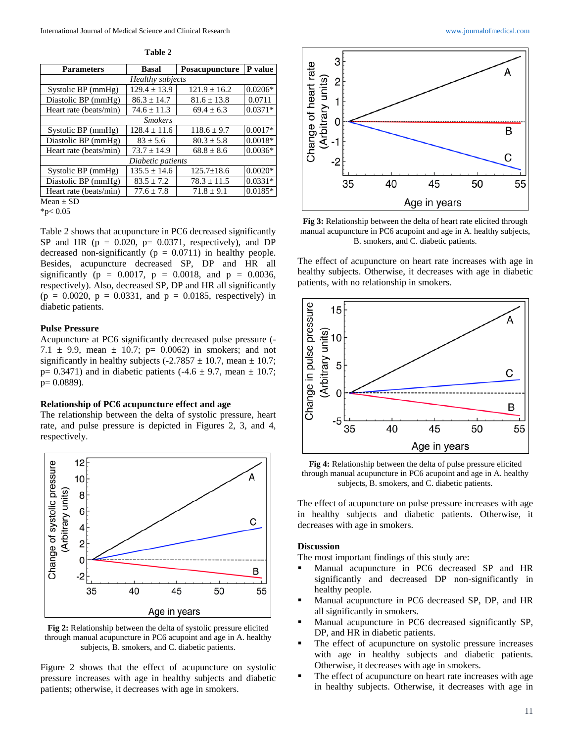**Table 2**

| Parameters | Basal | Posacupuncture | P value |
|---|---|---|---|
| *Healthy subjects* | | | |
| Systolic BP (mmHg) | 129.4 ± 13.9 | 121.9 ± 16.2 | 0.0206* |
| Diastolic BP (mmHg) | 86.3 ± 14.7 | 81.6 ± 13.8 | 0.0711 |
| Heart rate (beats/min) | 74.6 ± 11.3 | 69.4 ± 6.3 | 0.0371* |
| *Smokers* | | | |
| Systolic BP (mmHg) | 128.4 ± 11.6 | 118.6 ± 9.7 | 0.0017* |
| Diastolic BP (mmHg) | 83 ± 5.6 | 80.3 ± 5.8 | 0.0018* |
| Heart rate (beats/min) | 73.7 ± 14.9 | 68.8 ± 8.6 | 0.0036* |
| *Diabetic patients* | | | |
| Systolic BP (mmHg) | 135.5 ± 14.6 | 125.7±18.6 | 0.0020* |
| Diastolic BP (mmHg) | 83.5 ± 7.2 | 78.3 ± 11.5 | 0.0331* |
| Heart rate (beats/min) | 77.6 ± 7.8 | 71.8 ± 9.1 | 0.0185* |

Mean ± SD
*p< 0.05

Table 2 shows that acupuncture in PC6 decreased significantly SP and HR (p = 0.020, p= 0.0371, respectively), and DP decreased non-significantly (p = 0.0711) in healthy people. Besides, acupuncture decreased SP, DP and HR all significantly (p = 0.0017, p = 0.0018, and p = 0.0036, respectively). Also, decreased SP, DP and HR all significantly (p = 0.0020, p = 0.0331, and p = 0.0185, respectively) in diabetic patients.

### Pulse Pressure

Acupuncture at PC6 significantly decreased pulse pressure (-7.1 ± 9.9, mean ± 10.7; p= 0.0062) in smokers; and not significantly in healthy subjects (-2.7857 ± 10.7, mean ± 10.7; p= 0.3471) and in diabetic patients (-4.6 ± 9.7, mean ± 10.7; p= 0.0889).

### Relationship of PC6 acupuncture effect and age

The relationship between the delta of systolic pressure, heart rate, and pulse pressure is depicted in Figures 2, 3, and 4, respectively.

Change of systolic pressure (Arbitrary units)
12
10
8
6
4
2
0
-2
35 40 45 50 55
Age in years
A
C
B

**Fig 2:** Relationship between the delta of systolic pressure elicited through manual acupuncture in PC6 acupoint and age in A. healthy subjects, B. smokers, and C. diabetic patients.

Figure 2 shows that the effect of acupuncture on systolic pressure increases with age in healthy subjects and diabetic patients; otherwise, it decreases with age in smokers.

Change of heart rate (Arbitrary units)
3
2
1
0
-1
-2
35 40 45 50 55
Age in years
A
B
C

**Fig 3:** Relationship between the delta of heart rate elicited through manual acupuncture in PC6 acupoint and age in A. healthy subjects, B. smokers, and C. diabetic patients.

The effect of acupuncture on heart rate increases with age in healthy subjects. Otherwise, it decreases with age in diabetic patients, with no relationship in smokers.

Change in pulse pressure (Arbitrary units)
15
10
5
0
-5
35 40 45 50 55
Age in years
A
C
B

**Fig 4:** Relationship between the delta of pulse pressure elicited through manual acupuncture in PC6 acupoint and age in A. healthy subjects, B. smokers, and C. diabetic patients.

The effect of acupuncture on pulse pressure increases with age in healthy subjects and diabetic patients. Otherwise, it decreases with age in smokers.

### Discussion

The most important findings of this study are:

- Manual acupuncture in PC6 decreased SP and HR significantly and decreased DP non-significantly in healthy people.
- Manual acupuncture in PC6 decreased SP, DP, and HR all significantly in smokers.
- Manual acupuncture in PC6 decreased significantly SP, DP, and HR in diabetic patients.
- The effect of acupuncture on systolic pressure increases with age in healthy subjects and diabetic patients. Otherwise, it decreases with age in smokers.
- The effect of acupuncture on heart rate increases with age in healthy subjects. Otherwise, it decreases with age in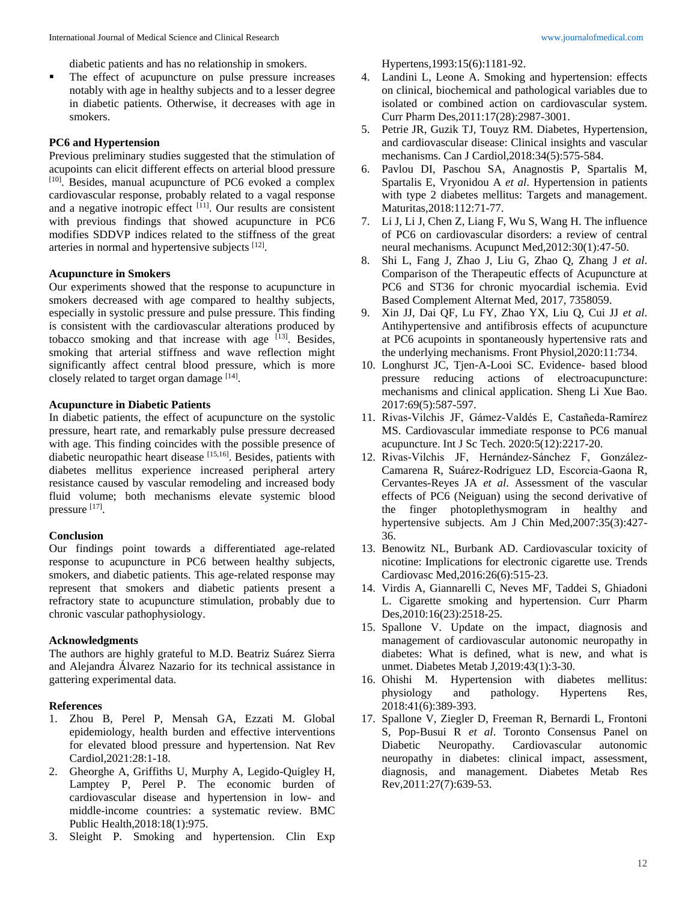diabetic patients and has no relationship in smokers.

- The effect of acupuncture on pulse pressure increases notably with age in healthy subjects and to a lesser degree in diabetic patients. Otherwise, it decreases with age in smokers.

**PC6 and Hypertension**

Previous preliminary studies suggested that the stimulation of acupoints can elicit different effects on arterial blood pressure [10]. Besides, manual acupuncture of PC6 evoked a complex cardiovascular response, probably related to a vagal response and a negative inotropic effect [11]. Our results are consistent with previous findings that showed acupuncture in PC6 modifies SDDVP indices related to the stiffness of the great arteries in normal and hypertensive subjects [12].

**Acupuncture in Smokers**

Our experiments showed that the response to acupuncture in smokers decreased with age compared to healthy subjects, especially in systolic pressure and pulse pressure. This finding is consistent with the cardiovascular alterations produced by tobacco smoking and that increase with age [13]. Besides, smoking that arterial stiffness and wave reflection might significantly affect central blood pressure, which is more closely related to target organ damage [14].

**Acupuncture in Diabetic Patients**

In diabetic patients, the effect of acupuncture on the systolic pressure, heart rate, and remarkably pulse pressure decreased with age. This finding coincides with the possible presence of diabetic neuropathic heart disease [15,16]. Besides, patients with diabetes mellitus experience increased peripheral artery resistance caused by vascular remodeling and increased body fluid volume; both mechanisms elevate systemic blood pressure [17].

**Conclusion**

Our findings point towards a differentiated age-related response to acupuncture in PC6 between healthy subjects, smokers, and diabetic patients. This age-related response may represent that smokers and diabetic patients present a refractory state to acupuncture stimulation, probably due to chronic vascular pathophysiology.

**Acknowledgments**

The authors are highly grateful to M.D. Beatriz Suárez Sierra and Alejandra Álvarez Nazario for its technical assistance in gattering experimental data.

**References**

1. Zhou B, Perel P, Mensah GA, Ezzati M. Global epidemiology, health burden and effective interventions for elevated blood pressure and hypertension. Nat Rev Cardiol,2021:28:1-18.
2. Gheorghe A, Griffiths U, Murphy A, Legido-Quigley H, Lamptey P, Perel P. The economic burden of cardiovascular disease and hypertension in low- and middle-income countries: a systematic review. BMC Public Health,2018:18(1):975.
3. Sleight P. Smoking and hypertension. Clin Exp Hypertens,1993:15(6):1181-92.
4. Landini L, Leone A. Smoking and hypertension: effects on clinical, biochemical and pathological variables due to isolated or combined action on cardiovascular system. Curr Pharm Des,2011:17(28):2987-3001.
5. Petrie JR, Guzik TJ, Touyz RM. Diabetes, Hypertension, and cardiovascular disease: Clinical insights and vascular mechanisms. Can J Cardiol,2018:34(5):575-584.
6. Pavlou DI, Paschou SA, Anagnostis P, Spartalis M, Spartalis E, Vryonidou A *et al*. Hypertension in patients with type 2 diabetes mellitus: Targets and management. Maturitas,2018:112:71-77.
7. Li J, Li J, Chen Z, Liang F, Wu S, Wang H. The influence of PC6 on cardiovascular disorders: a review of central neural mechanisms. Acupunct Med,2012:30(1):47-50.
8. Shi L, Fang J, Zhao J, Liu G, Zhao Q, Zhang J *et al*. Comparison of the Therapeutic effects of Acupuncture at PC6 and ST36 for chronic myocardial ischemia. Evid Based Complement Alternat Med, 2017, 7358059.
9. Xin JJ, Dai QF, Lu FY, Zhao YX, Liu Q, Cui JJ *et al*. Antihypertensive and antifibrosis effects of acupuncture at PC6 acupoints in spontaneously hypertensive rats and the underlying mechanisms. Front Physiol,2020:11:734.
10. Longhurst JC, Tjen-A-Looi SC. Evidence- based blood pressure reducing actions of electroacupuncture: mechanisms and clinical application. Sheng Li Xue Bao. 2017:69(5):587-597.
11. Rivas-Vilchis JF, Gámez-Valdés E, Castañeda-Ramírez MS. Cardiovascular immediate response to PC6 manual acupuncture. Int J Sc Tech. 2020:5(12):2217-20.
12. Rivas-Vilchis JF, Hernández-Sánchez F, González-Camarena R, Suárez-Rodríguez LD, Escorcia-Gaona R, Cervantes-Reyes JA *et al*. Assessment of the vascular effects of PC6 (Neiguan) using the second derivative of the finger photoplethysmogram in healthy and hypertensive subjects. Am J Chin Med,2007:35(3):427-36.
13. Benowitz NL, Burbank AD. Cardiovascular toxicity of nicotine: Implications for electronic cigarette use. Trends Cardiovasc Med,2016:26(6):515-23.
14. Virdis A, Giannarelli C, Neves MF, Taddei S, Ghiadoni L. Cigarette smoking and hypertension. Curr Pharm Des,2010:16(23):2518-25.
15. Spallone V. Update on the impact, diagnosis and management of cardiovascular autonomic neuropathy in diabetes: What is defined, what is new, and what is unmet. Diabetes Metab J,2019:43(1):3-30.
16. Ohishi M. Hypertension with diabetes mellitus: physiology and pathology. Hypertens Res, 2018:41(6):389-393.
17. Spallone V, Ziegler D, Freeman R, Bernardi L, Frontoni S, Pop-Busui R *et al*. Toronto Consensus Panel on Diabetic Neuropathy. Cardiovascular autonomic neuropathy in diabetes: clinical impact, assessment, diagnosis, and management. Diabetes Metab Res Rev,2011:27(7):639-53.